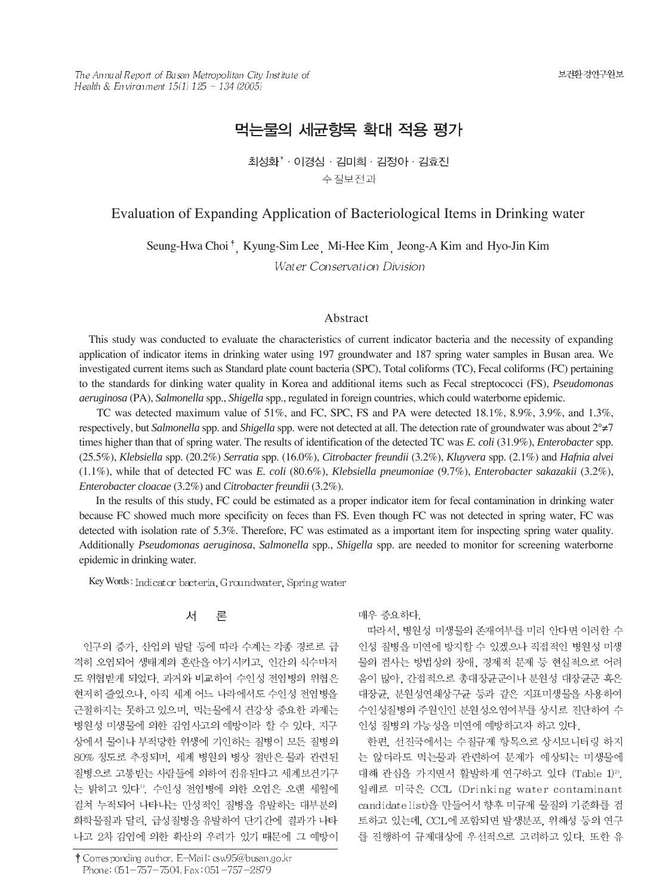# 먹는물의 세균항목 확대 적용 평가

최성화[†] · 이경심 · 김미희 · 김정아 · 김효진

수질보전과

# Evaluation of Expanding Application of Bacteriological Items in Drinking water

Seung-Hwa Choi[†], Kyung-Sim Lee, Mi-Hee Kim, Jeong-A Kim and Hyo-Jin Kim

*Water Conservation Division*

## Abstract

This study was conducted to evaluate the characteristics of current indicator bacteria and the necessity of expanding application of indicator items in drinking water using 197 groundwater and 187 spring water samples in Busan area. We investigated current items such as Standard plate count bacteria (SPC), Total coliforms (TC), Fecal coliforms (FC) pertaining to the standards for dinking water quality in Korea and additional items such as Fecal streptococci (FS), *Pseudomonas aeruginosa* (PA), *Salmonella* spp., *Shigella* spp., regulated in foreign countries, which could waterborne epidemic.

TC was detected maximum value of 51%, and FC, SPC, FS and PA were detected 18.1%, 8.9%, 3.9%, and 1.3%, respectively, but *Salmonella* spp. and *Shigella* spp. were not detected at all. The detection rate of groundwater was about 2°≠7 times higher than that of spring water. The results of identification of the detected TC was *E. coli* (31.9%), *Enterobacter* spp. (25.5%), *Klebsiella* spp. (20.2%) *Serratia* spp. (16.0%), *Citrobacter freundii* (3.2%), *Kluyvera* spp. (2.1%) and *Hafnia alvei* (1.1%), while that of detected FC was *E. coli* (80.6%), *Klebsiella pneumoniae* (9.7%), *Enterobacter sakazakii* (3.2%), *Enterobacter cloacae* (3.2%) and *Citrobacter freundii* (3.2%).

In the results of this study, FC could be estimated as a proper indicator item for fecal contamination in drinking water because FC showed much more specificity on feces than FS. Even though FC was not detected in spring water, FC was detected with isolation rate of 5.3%. Therefore, FC was estimated as a important item for inspecting spring water quality. Additionally *Pseudomonas aeruginosa*, *Salmonella* spp., *Shigella* spp. are needed to monitor for screening waterborne epidemic in drinking water.

Key Words : Indicator bacteria, Groundwater, Spring water

## 서 론

인구의 증가, 산업의 발달 등에 따라 수계는 각종 경로로 급격히 오염되어 생태계의 혼란을 야기시키고, 인간의 식수마저도 위협받게 되었다. 과거와 비교하여 수인성 전염병의 위협은 현저히 줄었으나, 아직 세계 어느 나라에서도 수인성 전염병을 근절하지는 못하고 있으며, 먹는물에서 건강상 중요한 과제는 병원성 미생물에 의한 감염사고의 예방이라 할 수 있다. 지구상에서 물이나 부적당한 위생에 기인하는 질병이 모든 질병의 80% 정도로 추정되며, 세계 병원의 병상 절반은 물과 관련된 질병으로 고통받는 사람들에 의하여 점유된다고 세계보건기구는 밝히고 있다[1]. 수인성 전염병에 의한 오염은 오랜 세월에 걸쳐 누적되어 나타나는 만성적인 질병을 유발하는 대부분의 화학물질과 달리, 급성질병을 유발하여 단기간에 결과가 나타나고 2차 감염에 의한 확산의 우려가 있기 때문에 그 예방이 매우 중요하다.

따라서, 병원성 미생물의 존재여부를 미리 안다면 이러한 수인성 질병을 미연에 방지할 수 있겠으나 직접적인 병원성 미생물의 검사는 방법상의 장애, 경제적 문제 등 현실적으로 어려움이 많아, 간접적으로 총대장균군이나 분원성 대장균군 혹은 대장균, 분원성연쇄상구균 등과 같은 지표미생물을 사용하여 수인성질병의 주원인인 분원성오염여부를 상시로 진단하여 수인성 질병의 가능성을 미연에 예방하고자 하고 있다.

한편, 선진국에서는 수질규제 항목으로 상시모니터링 하지는 않더라도 먹는물과 관련하여 문제가 예상되는 미생물에 대해 관심을 가지면서 활발하게 연구하고 있다 (Table 1)[2]. 일례로 미국은 CCL (Drinking water contaminant candidate list)을 만들어서 향후 미규제 물질의 기준화를 검토하고 있는데, CCL에 포함되면 발생분포, 위해성 등의 연구를 진행하여 규제대상에 우선적으로 고려하고 있다. 또한 유

† Corresponding author. E-Mail: csw95@busan.go.kr
Phone: 051-757-7504, Fax: 051-757-2879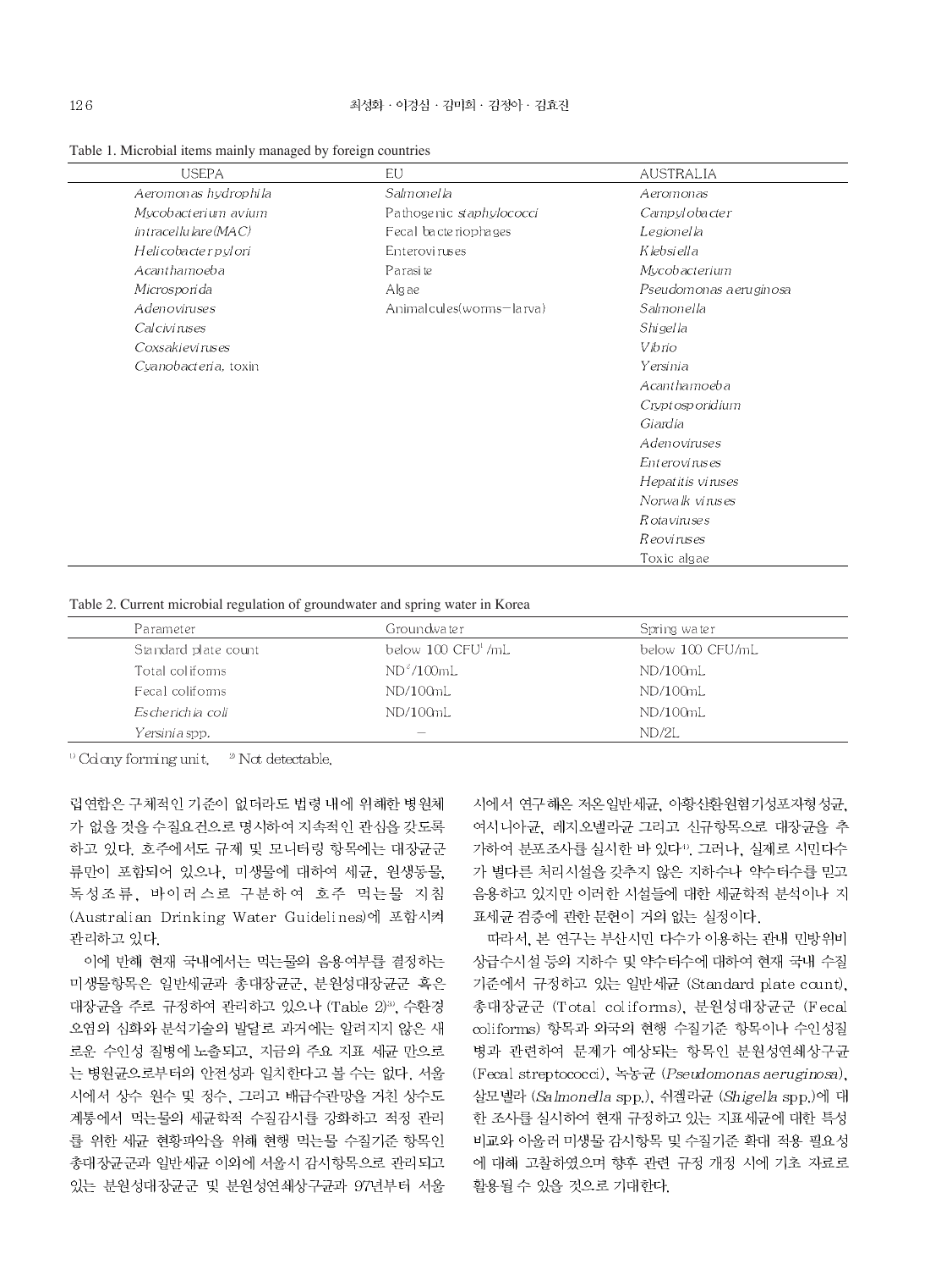Table 1. Microbial items mainly managed by foreign countries

| USEPA | EU | AUSTRALIA |
|---|---|---|
| *Aeromonas hydrophila* | *Salmonella* | *Aeromonas* |
| *Mycobacterium avium intracellulare(MAC)* | Pathogenic *staphylococci* | *Campylobacter* |
| *Helicobacter pylori* | Fecal bacteriophages | *Legionella* |
| *Acanthamoeba* | Enteroviruses | *Klebsiella* |
| *Microsporida* | Parasite | *Mycobacterium* |
| *Adenoviruses* | Algae | *Pseudomonas aeruginosa* |
| *Calciviruses* | Animalcules(worms-larva) | *Salmonella* |
| *Coxsakieviruses* | | *Shigella* |
| *Cyanobacteria*, toxin | | *Vibrio* |
| | | *Yersinia* |
| | | *Acanthamoeba* |
| | | *Cryptosporidium* |
| | | *Giardia* |
| | | *Adenoviruses* |
| | | *Enteroviruses* |
| | | *Hepatitis viruses* |
| | | *Norwalk viruses* |
| | | *Rotaviruses* |
| | | *Reoviruses* |
| | | Toxic algae |

Table 2. Current microbial regulation of groundwater and spring water in Korea

| Parameter | Groundwater | Spring water |
|---|---|---|
| Standard plate count | below 100 CFU[1] /mL | below 100 CFU/mL |
| Total coliforms | ND[2]/100mL | ND/100mL |
| Fecal coliforms | ND/100mL | ND/100mL |
| *Escherichia coli* | ND/100mL | ND/100mL |
| *Yersinia* spp. | - | ND/2L |

[1] Colony forming unit. [2] Not detectable.

립연합은 구체적인 기준이 없더라도 법령 내에 위해한 병원체가 없을 것을 수질요건으로 명시하여 지속적인 관심을 갖도록 하고 있다. 호주에서도 규제 및 모니터링 항목에는 대장균군류만이 포함되어 있으나, 미생물에 대하여 세균, 원생동물, 독성조류, 바이러스로 구분하여 호주 먹는물 지침(Australian Drinking Water Guidelines)에 포함시켜 관리하고 있다.

이에 반해 현재 국내에서는 먹는물의 음용여부를 결정하는 미생물항목은 일반세균과 총대장균군, 분원성대장균군 혹은 대장균을 주로 규정하여 관리하고 있으나 (Table 2)[3], 수환경오염의 심화와 분석기술의 발달로 과거에는 알려지지 않은 새로운 수인성 질병에 노출되고, 지금의 주요 지표 세균 만으로는 병원균으로부터의 안전성과 일치한다고 볼 수는 없다. 서울시에서 상수 원수 및 정수, 그리고 배급수관망을 거친 상수도 계통에서 먹는물의 세균학적 수질감시를 강화하고 적정 관리를 위한 세균 현황파악을 위해 현행 먹는물 수질기준 항목인 총대장균군과 일반세균 이외에 서울시 감시항목으로 관리되고 있는 분원성대장균군 및 분원성연쇄상구균과 97년부터 서울시에서 연구해온 저온일반세균, 아황산환원혐기성포자형성균, 여시니아균, 레지오넬라균 그리고 신규항목으로 대장균을 추가하여 분포조사를 실시한 바 있다[4]. 그러나, 실제로 시민다수가 별다른 처리시설을 갖추지 않은 지하수나 약수터수를 믿고 음용하고 있지만 이러한 시설들에 대한 세균학적 분석이나 지표세균 검증에 관한 문헌이 거의 없는 실정이다.

따라서, 본 연구는 부산시민 다수가 이용하는 관내 민방위비상급수시설 등의 지하수 및 약수터수에 대하여 현재 국내 수질기준에서 규정하고 있는 일반세균 (Standard plate count), 총대장균군 (Total coliforms), 분원성대장균군 (Fecal coliforms) 항목과 외국의 현행 수질기준 항목이나 수인성질병과 관련하여 문제가 예상되는 항목인 분원성연쇄상구균 (Fecal streptococci), 녹농균 (*Pseudomonas aeruginosa*), 살모넬라 (*Salmonella* spp.), 쉬겔라균 (*Shigella* spp.)에 대한 조사를 실시하여 현재 규정하고 있는 지표세균에 대한 특성비교와 아울러 미생물 감시항목 및 수질기준 확대 적용 필요성에 대해 고찰하였으며 향후 관련 규정 개정 시에 기초 자료로 활용될 수 있을 것으로 기대한다.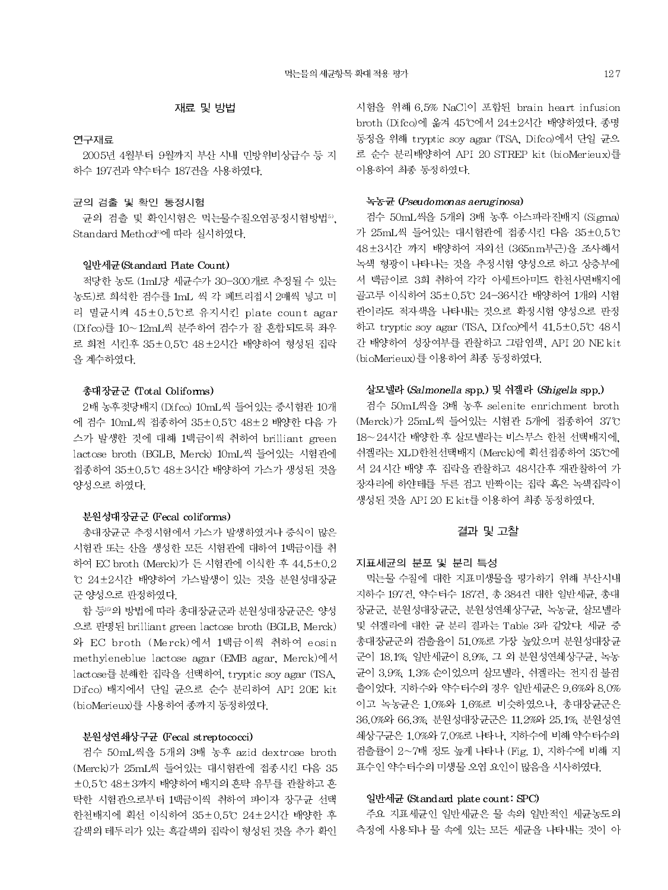## 재료 및 방법

### 연구재료

2005년 4월부터 9월까지 부산 시내 민방위비상급수 등 지하수 197건과 약수터수 187건을 사용하였다.

### 균의 검출 및 확인 동정시험

균의 검출 및 확인시험은 먹는물수질오염공정시험방법[5], Standard Method[6]에 따라 실시하였다.

#### 일반세균(Standard Plate Count)

적당한 농도 (1mL당 세균수가 30~300개로 추정될 수 있는 농도)로 희석한 검수를 1mL 씩 각 페트리접시 2매씩 넣고 미리 멸균시켜 45±0.5℃로 유지시킨 plate count agar (Difco)를 10~12mL씩 분주하여 검수가 잘 혼합되도록 좌우로 회전 시킨후 35±0.5℃ 48±2시간 배양하여 형성된 집락을 계수하였다.

#### 총대장균군 (Total Coliforms)

2배 농후젖당배지 (Difco) 10mL씩 들어있는 중시험관 10개에 검수 10mL씩 접종하여 35±0.5℃ 48±2 배양한 다음 가스가 발생한 것에 대해 1백금이씩 취하여 brilliant green lactose broth (BGLB, Merck) 10mL씩 들어있는 시험관에 접종하여 35±0.5℃ 48±3시간 배양하여 가스가 생성된 것을 양성으로 하였다.

#### 분원성대장균군 (Fecal coliforms)

총대장균군 추정시험에서 가스가 발생하였거나 증식이 많은 시험관 또는 산을 생성한 모든 시험관에 대하여 1백금이를 취하여 EC broth (Merck)가 든 시험관에 이식한 후 44.5±0.2℃ 24±2시간 배양하여 가스발생이 있는 것을 분원성대장균군 양성으로 판정하였다.

함 등[9]의 방법에 따라 총대장균군과 분원성대장균군은 양성으로 판명된 brilliant green lactose broth (BGLB, Merck)와 EC broth (Merck)에서 1백금이씩 취하여 eosin methyleneblue lactose agar (EMB agar, Merck)에서 lactose를 분해한 집락을 선택하여, tryptic soy agar (TSA, Difco) 배지에서 단일 균으로 순수 분리하여 API 20E kit (bioMerieux)를 사용하여 종까지 동정하였다.

#### 분원성연쇄상구균 (Fecal streptococci)

검수 50mL씩을 5개의 3배 농후 azid dextrose broth (Merck)가 25mL씩 들어있는 대시험관에 접종시킨 다음 35±0.5℃ 48±3까지 배양하여 배지의 혼탁 유무를 관찰하고 혼탁한 시험관으로부터 1백금이씩 취하여 파이자 장구균 선택한천배지에 획선 이식하여 35±0.5℃ 24±2시간 배양한 후 갈색의 테두리가 있는 흑갈색의 집락이 형성된 것을 추가 확인시험을 위해 6.5% NaCl이 포함된 brain heart infusion broth (Difco)에 옮겨 45℃에서 24±2시간 배양하였다. 종명동정을 위해 tryptic soy agar (TSA, Difco)에서 단일 균으로 순수 분리배양하여 API 20 STREP kit (bioMerieux)를 이용하여 최종 동정하였다.

#### 녹농균 (*Pseudomonas aeruginosa*)

검수 50mL씩을 5개의 3배 농후 아스파라진배지 (Sigma)가 25mL씩 들어있는 대시험관에 접종시킨 다음 35±0.5℃ 48±3시간 까지 배양하여 자외선 (365nm부근)을 조사해서 녹색 형광이 나타나는 것을 추정시험 양성으로 하고 상층부에서 백금이로 3회 취하여 각각 아세트아미드 한천사면배지에 골고루 이식하여 35±0.5℃ 24-36시간 배양하여 1개의 시험관이라도 적자색을 나타내는 것으로 확정시험 양성으로 판정하고 tryptic soy agar (TSA, Difco)에서 41.5±0.5℃ 48시간 배양하여 성장여부를 관찰하고 그람염색, API 20 NE kit (bioMerieux)를 이용하여 최종 동정하였다.

#### 살모넬라 (*Salmonella* spp.) 및 쉬겔라 (*Shigella* spp.)

검수 50mL씩을 3배 농후 selenite enrichment broth (Merck)가 25mL씩 들어있는 시험관 5개에 접종하여 37℃ 18~24시간 배양한 후 살모넬라는 비스무스 한천 선택배지에, 쉬겔라는 XLD한천선택배지 (Merck)에 획선접종하여 35℃에서 24시간 배양 후 집락을 관찰하고 48시간후 재관찰하여 가장자리에 하얀테를 두른 검고 반짝이는 집락 혹은 녹색집락이 생성된 것을 API 20 E kit를 이용하여 최종 동정하였다.

## 결과 및 고찰

### 지표세균의 분포 및 분리 특성

먹는물 수질에 대한 지표미생물을 평가하기 위해 부산시내 지하수 197건, 약수터수 187건, 총 384건 대한 일반세균, 총대장균군, 분원성대장균군, 분원성연쇄상구균, 녹농균, 살모넬라 및 쉬겔라에 대한 균 분리 결과는 Table 3과 같았다. 세균 중 총대장균군의 검출율이 51.0%로 가장 높았으며 분원성대장균군이 18.1%, 일반세균이 8.9%, 그 외 분원성연쇄상구균, 녹농균이 3.9%, 1.3% 순이었으며 살모넬라, 쉬겔라는 전지점 불검출이었다. 지하수와 약수터수의 경우 일반세균은 9.6%와 8.0%이고 녹농균은 1.0%와 1.6%로 비슷하였으나, 총대장균군은 36.0%와 66.3%, 분원성대장균군은 11.2%와 25.1%, 분원성연쇄상구균은 1.0%와 7.0%로 나타나, 지하수에 비해 약수터수의 검출률이 2~7배 정도 높게 나타나 (Fig. 1), 지하수에 비해 지표수인 약수터수의 미생물 오염 요인이 많음을 시사하였다.

### 일반세균 (Standard plate count : SPC)

주요 지표세균인 일반세균은 물 속의 일반적인 세균농도의 측정에 사용되나 물 속에 있는 모든 세균을 나타내는 것이 아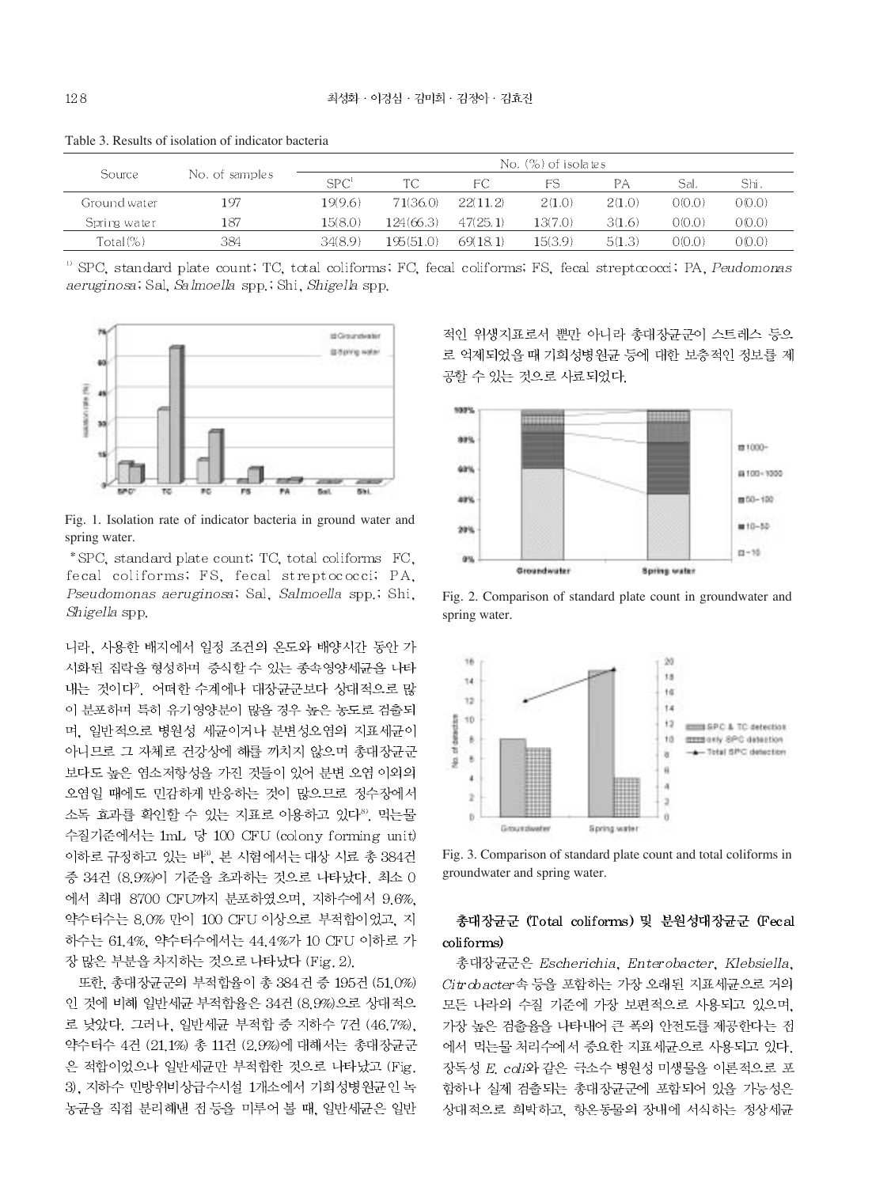Table 3. Results of isolation of indicator bacteria

| Source | No. of samples | No. (%) of isolates | | | | | | |
|---|---|---|---|---|---|---|---|---|
| | | SPC[1] | TC | FC | FS | PA | Sal. | Shi. |
| Ground water | 197 | 19(9.6) | 71(36.0) | 22(11.2) | 2(1.0) | 2(1.0) | 0(0.0) | 0(0.0) |
| Spring water | 187 | 15(8.0) | 124(66.3) | 47(25.1) | 13(7.0) | 3(1.6) | 0(0.0) | 0(0.0) |
| Total(%) | 384 | 34(8.9) | 195(51.0) | 69(18.1) | 15(3.9) | 5(1.3) | 0(0.0) | 0(0.0) |

[1] SPC, standard plate count; TC, total coliforms; FC, fecal coliforms; FS, fecal streptococci; PA, *Peudomonas aeruginosa*; Sal, *Salmoella* spp.; Shi, *Shigella* spp.

Fig. 1. Isolation rate of indicator bacteria in ground water and spring water.

*SPC, standard plate count; TC, total coliforms FC, fecal coliforms; FS, fecal streptococci; PA, *Pseudomonas aeruginosa*; Sal, *Salmoella* spp.; Shi, *Shigella* spp.

니라, 사용한 배지에서 일정 조건의 온도와 배양시간 동안 가시화된 집락을 형성하며 증식할 수 있는 종속영양세균을 나타내는 것이다[7]. 어떠한 수계에나 대장균군보다 상대적으로 많이 분포하며 특히 유기영양분이 많을 경우 높은 농도로 검출되며, 일반적으로 병원성 세균이거나 분변성오염의 지표세균이 아니므로 그 자체로 건강상에 해를 끼치지 않으며 총대장균군보다도 높은 염소저항성을 가진 것들이 있어 분변 오염 이외의 오염일 때에도 민감하게 반응하는 것이 많으므로 정수장에서 소독 효과를 확인할 수 있는 지표로 이용하고 있다[8]. 먹는물 수질기준에서는 1mL 당 100 CFU (colony forming unit) 이하로 규정하고 있는 바[3], 본 시험에서는 대상 시료 총 384건 중 34건 (8.9%)이 기준을 초과하는 것으로 나타났다. 최소 0에서 최대 8700 CFU까지 분포하였으며, 지하수에서 9.6%, 약수터수는 8.0% 만이 100 CFU 이상으로 부적합이었고, 지하수는 61.4%, 약수터수에서는 44.4%가 10 CFU 이하로 가장 많은 부분을 차지하는 것으로 나타났다 (Fig. 2).

또한, 총대장균군의 부적합율이 총 384건 중 195건 (51.0%)인 것에 비해 일반세균 부적합율은 34건 (8.9%)으로 상대적으로 낮았다. 그러나, 일반세균 부적합 중 지하수 7건 (46.7%), 약수터수 4건 (21.1%) 총 11건 (2.9%)에 대해서는 총대장균군은 적합이었으나 일반세균만 부적합한 것으로 나타났고 (Fig. 3), 지하수 민방위비상급수시설 1개소에서 기회성병원균인 녹농균을 직접 분리해낸 점 등을 미루어 볼 때, 일반세균은 일반적인 위생지표로서 뿐만 아니라 총대장균군이 스트레스 등으로 억제되었을 때 기회성병원균 등에 대한 보충적인 정보를 제공할 수 있는 것으로 사료되었다.

Fig. 2. Comparison of standard plate count in groundwater and spring water.

Fig. 3. Comparison of standard plate count and total coliforms in groundwater and spring water.

### 총대장균군 (Total coliforms) 및 분원성대장균군 (Fecal coliforms)

총대장균군은 *Escherichia*, *Enterobacter*, *Klebsiella*, *Citrobacter*속 등을 포함하는 가장 오래된 지표세균으로 거의 모든 나라의 수질 기준에 가장 보편적으로 사용되고 있으며, 가장 높은 검출율을 나타내어 큰 폭의 안전도를 제공한다는 점에서 먹는물 처리수에서 중요한 지표세균으로 사용되고 있다. 장독성 *E. coli*와 같은 극소수 병원성 미생물을 이론적으로 포함하나 실제 검출되는 총대장균군에 포함되어 있을 가능성은 상대적으로 희박하고, 항온동물의 장내에 서식하는 정상세균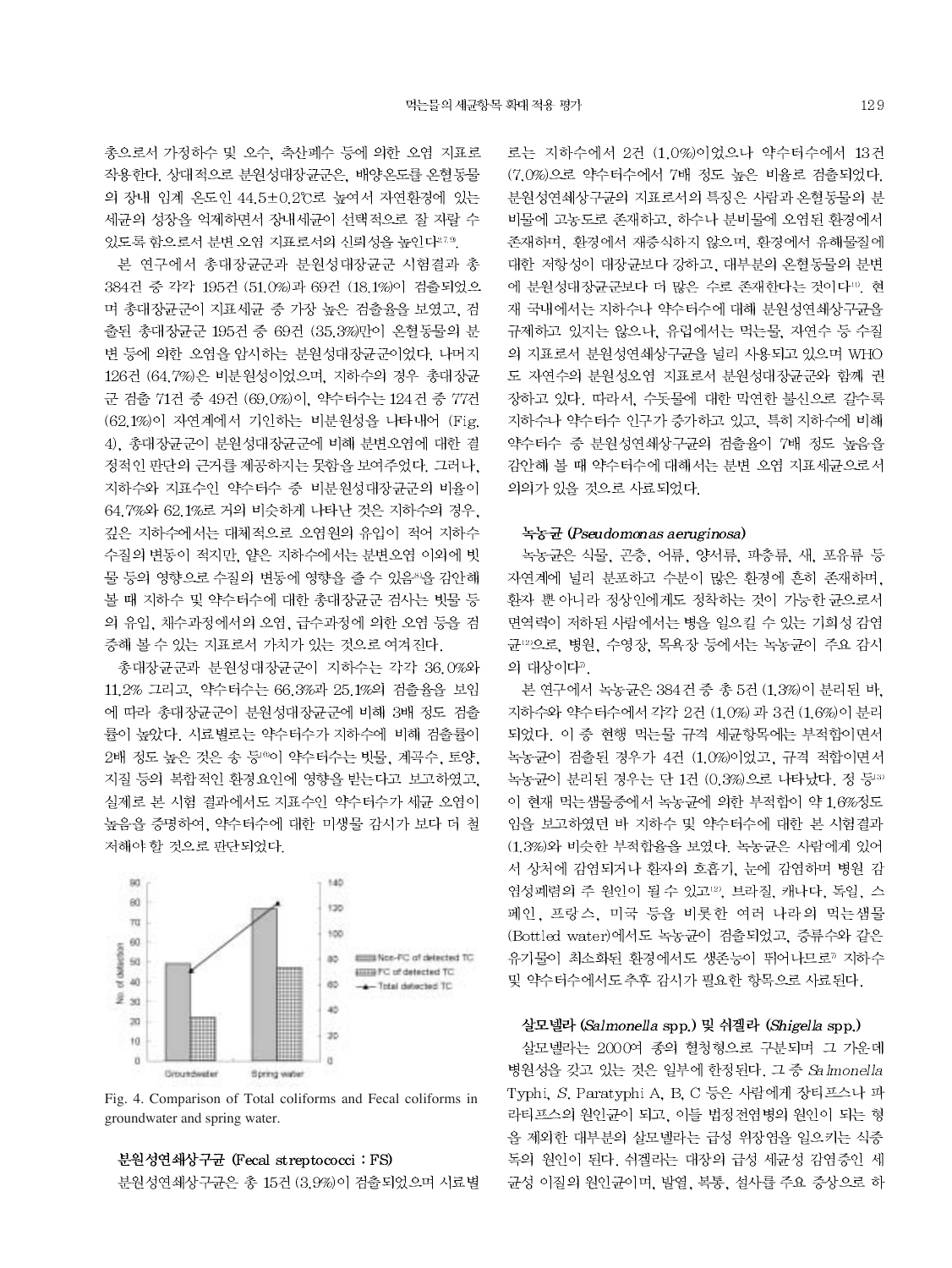총으로서 가정하수 및 오수, 축산폐수 등에 의한 오염 지표로 작용한다. 상대적으로 분원성대장균군은, 배양온도를 온혈동물의 장내 임계 온도인 44.5±0.2℃로 높여서 자연환경에 있는 세균의 성장을 억제하면서 장내세균이 선택적으로 잘 자랄 수 있도록 함으로서 분변 오염 지표로서의 신뢰성을 높인다[2,7,9].

본 연구에서 총대장균군과 분원성대장균군 시험결과 총 384건 중 각각 195건 (51.0%)과 69건 (18.1%)이 검출되었으며 총대장균군이 지표세균 중 가장 높은 검출율을 보였고, 검출된 총대장균군 195건 중 69건 (35.3%)만이 온혈동물의 분변 등에 의한 오염을 암시하는 분원성대장균군이었다. 나머지 126건 (64.7%)은 비분원성이었으며, 지하수의 경우 총대장균군 검출 71건 중 49건 (69.0%)이, 약수터수는 124건 중 77건 (62.1%)이 자연계에서 기인하는 비분원성을 나타내어 (Fig. 4), 총대장균군이 분원성대장균군에 비해 분변오염에 대한 결정적인 판단의 근거를 제공하지는 못함을 보여주었다. 그러나, 지하수와 지표수인 약수터수 중 비분원성대장균군의 비율이 64.7%와 62.1%로 거의 비슷하게 나타난 것은 지하수의 경우, 깊은 지하수에서는 대체적으로 오염원의 유입이 적어 지하수 수질의 변동이 적지만, 얕은 지하수에서는 분변오염 이외에 빗물 등의 영향으로 수질의 변동에 영향을 줄 수 있음[8]을 감안해 볼 때 지하수 및 약수터수에 대한 총대장균군 검사는 빗물 등의 유입, 채수과정에서의 오염, 급수과정에 의한 오염 등을 검증해 볼 수 있는 지표로서 가치가 있는 것으로 여겨진다.

총대장균군과 분원성대장균군이 지하수는 각각 36.0%와 11.2% 그리고, 약수터수는 66.3%과 25.1%의 검출율을 보임에 따라 총대장균군이 분원성대장균군에 비해 3배 정도 검출률이 높았다. 시료별로는 약수터수가 지하수에 비해 검출률이 2배 정도 높은 것은 송 등[10]이 약수터수는 빗물, 계곡수, 토양, 지질 등의 복합적인 환경요인에 영향을 받는다고 보고하였고, 실제로 본 시험 결과에서도 지표수인 약수터수가 세균 오염이 높음을 증명하여, 약수터수에 대한 미생물 감시가 보다 더 철저해야 할 것으로 판단되었다.

Fig. 4. Comparison of Total coliforms and Fecal coliforms in groundwater and spring water.

### 분원성연쇄상구균 (Fecal streptococci : FS)

분원성연쇄상구균은 총 15건 (3.9%)이 검출되었으며 시료별로는 지하수에서 2건 (1.0%)이었으나 약수터수에서 13건 (7.0%)으로 약수터수에서 7배 정도 높은 비율로 검출되었다. 분원성연쇄상구균의 지표로서의 특징은 사람과 온혈동물의 분비물에 고농도로 존재하고, 하수나 분비물에 오염된 환경에서 존재하며, 환경에서 재증식하지 않으며, 환경에서 유해물질에 대한 저항성이 대장균보다 강하고, 대부분의 온혈동물의 분변에 분원성대장균군보다 더 많은 수로 존재한다는 것이다[11]. 현재 국내에서는 지하수나 약수터수에 대해 분원성연쇄상구균을 규제하고 있지는 않으나, 유럽에서는 먹는물, 자연수 등 수질의 지표로서 분원성연쇄상구균을 널리 사용되고 있으며 WHO도 자연수의 분원성오염 지표로서 분원성대장균과 함께 권장하고 있다. 따라서, 수돗물에 대한 막연한 불신으로 갈수록 지하수나 약수터수 인구가 증가하고 있고, 특히 지하수에 비해 약수터수 중 분원성연쇄상구균의 검출율이 7배 정도 높음을 감안해 볼 때 약수터수에 대해서는 분변 오염 지표세균으로서 의의가 있을 것으로 사료되었다.

### 녹농균 (*Pseudomonas aeruginosa*)

녹농균은 식물, 곤충, 어류, 양서류, 파충류, 새, 포유류 등 자연계에 널리 분포하고 수분이 많은 환경에 흔히 존재하며, 환자 뿐 아니라 정상인에게도 정착하는 것이 가능한 균으로서 면역력이 저하된 사람에서는 병을 일으킬 수 있는 기회성 감염균[12]으로, 병원, 수영장, 목욕장 등에서는 녹농균이 주요 감시의 대상이다[7].

본 연구에서 녹농균은 384건 중 총 5건 (1.3%)이 분리된 바, 지하수와 약수터수에서 각각 2건 (1.0%) 과 3건 (1.6%)이 분리되었다. 이 중 현행 먹는물 규격 세균항목에는 부적합이면서 녹농균이 검출된 경우가 4건 (1.0%)이었고, 규격 적합이면서 녹농균이 분리된 경우는 단 1건 (0.3%)으로 나타났다. 정 등[13]이 현재 먹는샘물중에서 녹농균에 의한 부적합이 약 1.6%정도임을 보고하였던 바 지하수 및 약수터수에 대한 본 시험결과 (1.3%)와 비슷한 부적합율을 보였다. 녹농균은 사람에게 있어서 상처에 감염되거나 환자의 호흡기, 눈에 감염하며 병원 감염성폐렴의 주 원인이 될 수 있고[12], 브라질, 캐나다, 독일, 스페인, 프랑스, 미국 등을 비롯한 여러 나라의 먹는샘물 (Bottled water)에서도 녹농균이 검출되었고, 증류수와 같은 유기물이 최소화된 환경에서도 생존능이 뛰어나므로[7] 지하수 및 약수터수에서도 추후 감시가 필요한 항목으로 사료된다.

### 살모넬라 (*Salmonella* spp.) 및 쉬겔라 (*Shigella* spp.)

살모넬라는 2000여 종의 혈청형으로 구분되며 그 가운데 병원성을 갖고 있는 것은 일부에 한정된다. 그 중 *Salmonella* Typhi, *S.* Paratyphi A, B, C 등은 사람에게 장티프스나 파라티프스의 원인균이 되고, 이들 법정전염병의 원인이 되는 형을 제외한 대부분의 살모넬라는 급성 위장염을 일으키는 식중독의 원인이 된다. 쉬겔라는 대장의 급성 세균성 감염증인 세균성 이질의 원인균이며, 발열, 복통, 설사를 주요 증상으로 하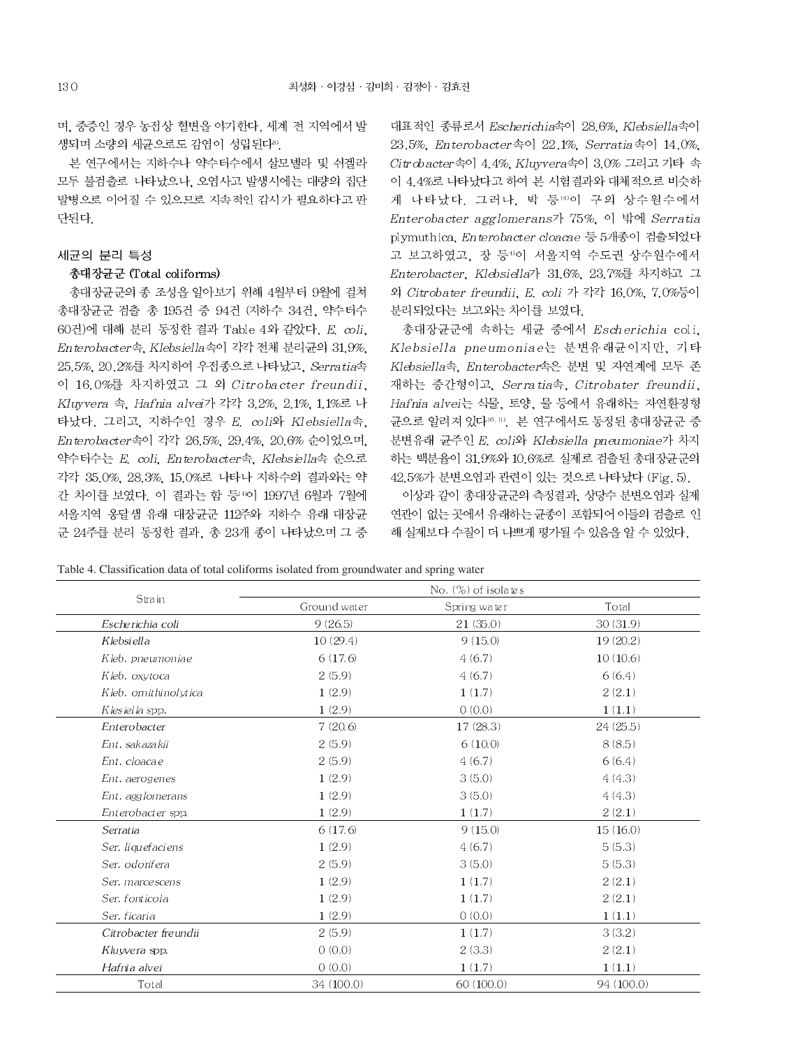며, 중증인 경우 농전상 혈변을 야기한다. 세계 전 지역에서 발생되며 소량의 세균으로도 감염이 성립된다[8].

본 연구에서는 지하수나 약수터수에서 살모넬라 및 쉬겔라 모두 불검출로 나타났으나, 오염사고 발생시에는 대량의 집단 발병으로 이어질 수 있으므로 지속적인 감시가 필요하다고 판단된다.

### 세균의 분리 특성

**총대장균군 (Total coliforms)**

총대장균군의 종 조성을 알아보기 위해 4월부터 9월에 걸쳐 총대장균군 검출 총 195건 중 94건 (지하수 34건, 약수터수 60건)에 대해 분리 동정한 결과 Table 4와 같았다. *E. coli*, *Enterobacter*속, *Klebsiella*속이 각각 전체 분리균의 31.9%, 25.5%, 20.2%를 차지하여 우점종으로 나타났고, *Serratia*속이 16.0%를 차지하였고 그 외 *Citrobacter freundii*, *Kluyvera* 속, *Hafnia alvei*가 각각 3.2%, 2.1%, 1.1%로 나타났다. 그리고, 지하수인 경우 *E. coli*와 *Klebsiella*속, *Enterobacter*속이 각각 26.5%, 29.4%, 20.6% 순이었으며, 약수터수는 *E. coli*, *Enterobacter*속, *Klebsiella*속 순으로 각각 35.0%, 28.3%, 15.0%로 나타나 지하수의 결과와는 약간 차이를 보였다. 이 결과는 함 등[11]이 1997년 6월과 7월에 서울지역 옹달샘 유래 대장균군 112주와 지하수 유래 대장균군 24주를 분리 동정한 결과, 총 23개 종이 나타났으며 그 중 대표적인 종류로서 *Escherichia*속이 28.6%, *Klebsiella*속이 23.5%, *Enterobacter*속이 22.1%, *Serratia*속이 14.0%, *Citrobacter*속이 4.4%, *Kluyvera*속이 3.0% 그리고 기타 속이 4.4%로 나타났다고 하여 본 시험결과와 대체적으로 비슷하게 나타났다. 그러나, 박 등[14]이 구의 상수원수에서 *Enterobacter agglomerans*가 75%, 이 밖에 *Serratia plymuthica*, *Enterobacter cloacae* 등 5개종이 검출되었다고 보고하였고, 장 등[4]이 서울지역 수도권 상수원수에서 *Enterobacter*, *Klebsiella*가 31.6%, 23.7%를 차지하고 그 외 *Citrobater freundii*, *E. coli* 가 각각 16.0%, 7.0%등이 분리되었다는 보고와는 차이를 보였다.

총대장균군에 속하는 세균 중에서 *Escherichia coli*, *Klebsiella pneumoniae*는 분변유래균이지만, 기타 *Klebsiella*속, *Enterobacter*속은 분변 및 자연계에 모두 존재하는 중간형이고, *Serratia*속, *Citrobater freundii*, *Hafnia alvei*는 식물, 토양, 물 등에서 유래하는 자연환경형 균으로 알려져 있다[10, 11]. 본 연구에서도 동정된 총대장균군 중 분변유래 균주인 *E. coli*와 *Klebsiella pneumoniae*가 차지하는 백분율이 31.9%와 10.6%로 실제로 검출된 총대장균군의 42.5%가 분변오염과 관련이 있는 것으로 나타났다 (Fig. 5).

이상과 같이 총대장균군의 측정결과, 상당수 분변오염과 실제 연관이 없는 곳에서 유래하는 균종이 포함되어 이들의 검출로 인해 실제보다 수질이 더 나쁘게 평가될 수 있음을 알 수 있었다.

Table 4. Classification data of total coliforms isolated from groundwater and spring water

| Strain | No. (%) of isolates | | |
|---|---|---|---|
| | Ground water | Spring water | Total |
| *Escherichia coli* | 9 (26.5) | 21 (35.0) | 30 (31.9) |
| *Klebsiella* | 10 (29.4) | 9 (15.0) | 19 (20.2) |
| *Kleb. pneumoniae* | 6 (17.6) | 4 (6.7) | 10 (10.6) |
| *Kleb. oxytoca* | 2 (5.9) | 4 (6.7) | 6 (6.4) |
| *Kleb. ornithinolytica* | 1 (2.9) | 1 (1.7) | 2 (2.1) |
| *Klesiella* spp. | 1 (2.9) | 0 (0.0) | 1 (1.1) |
| *Enterobacter* | 7 (20.6) | 17 (28.3) | 24 (25.5) |
| *Ent. sakazakii* | 2 (5.9) | 6 (10.0) | 8 (8.5) |
| *Ent. cloacae* | 2 (5.9) | 4 (6.7) | 6 (6.4) |
| *Ent. aerogenes* | 1 (2.9) | 3 (5.0) | 4 (4.3) |
| *Ent. agglomerans* | 1 (2.9) | 3 (5.0) | 4 (4.3) |
| *Enterobacter* spp. | 1 (2.9) | 1 (1.7) | 2 (2.1) |
| *Serratia* | 6 (17.6) | 9 (15.0) | 15 (16.0) |
| *Ser. liquefaciens* | 1 (2.9) | 4 (6.7) | 5 (5.3) |
| *Ser. odorifera* | 2 (5.9) | 3 (5.0) | 5 (5.3) |
| *Ser. marcescens* | 1 (2.9) | 1 (1.7) | 2 (2.1) |
| *Ser. fonticola* | 1 (2.9) | 1 (1.7) | 2 (2.1) |
| *Ser. ficaria* | 1 (2.9) | 0 (0.0) | 1 (1.1) |
| *Citrobacter freundii* | 2 (5.9) | 1 (1.7) | 3 (3.2) |
| *Kluyvera* spp. | 0 (0.0) | 2 (3.3) | 2 (2.1) |
| *Hafnia alvei* | 0 (0.0) | 1 (1.7) | 1 (1.1) |
| Total | 34 (100.0) | 60 (100.0) | 94 (100.0) |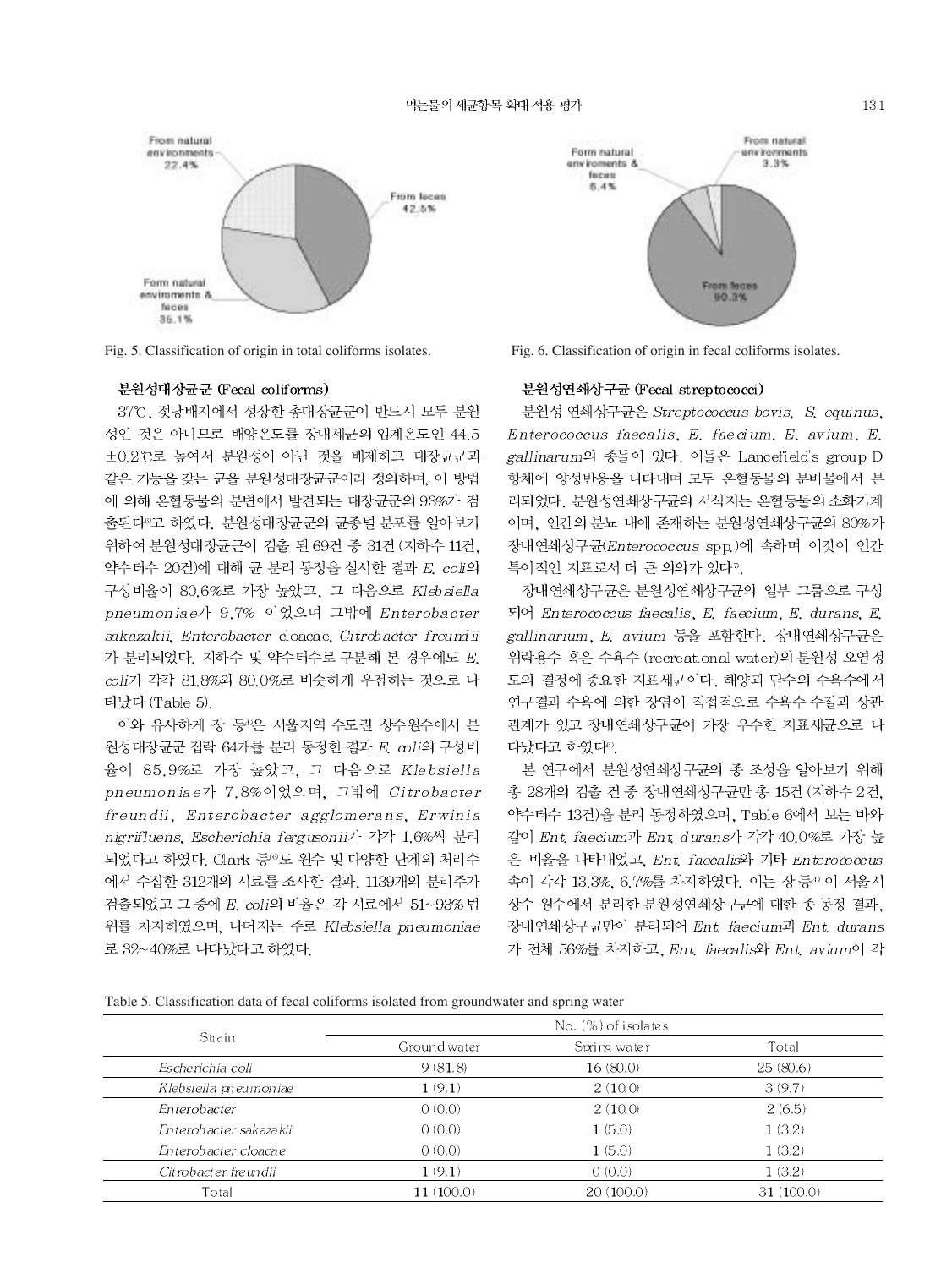Fig. 5. Classification of origin in total coliforms isolates.

Fig. 6. Classification of origin in fecal coliforms isolates.

### 분원성대장균군 (Fecal coliforms)

37℃, 젖당배지에서 성장한 총대장균군이 반드시 모두 분원성인 것은 아니므로 배양온도를 장내세균의 임계온도인 44.5±0.2℃로 높여서 분원성이 아닌 것을 배제하고 대장균군과 같은 기능을 갖는 균을 분원성대장균군이라 정의하며, 이 방법에 의해 온혈동물의 분변에서 발견되는 대장균군의 93%가 검출된다[6]고 하였다. 분원성대장균군의 균종별 분포를 알아보기 위하여 분원성대장균군이 검출 된 69건 중 31건 (지하수 11건, 약수터수 20건)에 대해 균 분리 동정을 실시한 결과 *E. coli*의 구성비율이 80.6%로 가장 높았고, 그 다음으로 *Klebsiella pneumoniae*가 9.7% 이었으며 그밖에 *Enterobacter sakazakii*, *Enterobacter cloacae*, *Citrobacter freundii*가 분리되었다. 지하수 및 약수터수로 구분해 본 경우에도 *E. coli*가 각각 81.8%와 80.0%로 비슷하게 우점하는 것으로 나타났다 (Table 5).

이와 유사하게 장 등[1]은 서울지역 수도권 상수원수에서 분원성대장균군 집락 64개를 분리 동정한 결과 *E. coli*의 구성비율이 85.9%로 가장 높았고, 그 다음으로 *Klebsiella pneumoniae*가 7.8%이었으며, 그밖에 *Citrobacter freundii*, *Enterobacter agglomerans*, *Erwinia nigrifluens*, *Escherichia fergusonii*가 각각 1.6%씩 분리되었다고 하였다. Clark 등[8]도 원수 및 다양한 단계의 처리수에서 수집한 312개의 시료를 조사한 결과, 1139개의 분리주가 검출되었고 그 중에 *E. coli*의 비율은 각 시료에서 51~93% 범위를 차지하였으며, 나머지는 주로 *Klebsiella pneumoniae*로 32~40%로 나타났다고 하였다.

### 분원성연쇄상구균 (Fecal streptococci)

분원성 연쇄상구균은 *Streptococcus bovis*, *S. equinus*, *Enterococcus faecalis*, *E. faecium*, *E. avium*. *E. gallinarum*의 종들이 있다. 이들은 Lancefield's group D 항체에 양성반응을 나타내며 모두 온혈동물의 분비물에서 분리되었다. 분원성연쇄상구균의 서식지는 온혈동물의 소화기계이며, 인간의 분뇨 내에 존재하는 분원성연쇄상구균의 80%가 장내연쇄상구균(*Enterococcus* spp.)에 속하며 이것이 인간 특이적인 지표로서 더 큰 의의가 있다[7].

장내연쇄상구균은 분원성연쇄상구균의 일부 그룹으로 구성되어 *Enterococcus faecalis*, *E. faecium*, *E. durans*, *E. gallinarium*, *E. avium* 등을 포함한다. 장내연쇄상구균은 위락용수 혹은 수욕수 (recreational water)의 분원성 오염정도의 결정에 중요한 지표세균이다. 해양과 담수의 수욕수에서 연구결과 수욕에 의한 장염이 직접적으로 수욕수 수질과 상관관계가 있고 장내연쇄상구균이 가장 우수한 지표세균으로 나타났다고 하였다[6].

본 연구에서 분원성연쇄상구균의 종 조성을 알아보기 위해 총 28개의 검출 건 중 장내연쇄상구균만 총 15건 (지하수 2건, 약수터수 13건)을 분리 동정하였으며, Table 6에서 보는 바와 같이 *Ent. faecium*과 *Ent. durans*가 각각 40.0%로 가장 높은 비율을 나타내었고, *Ent. faecalis*와 기타 *Enterococcus* 속이 각각 13.3%, 6.7%를 차지하였다. 이는 장 등[1] 이 서울시 상수 원수에서 분리한 분원성연쇄상구균에 대한 종 동정 결과, 장내연쇄상구균만이 분리되어 *Ent. faecium*과 *Ent. durans*가 전체 56%를 차지하고, *Ent. faecalis*와 *Ent. avium*이 각

Table 5. Classification data of fecal coliforms isolated from groundwater and spring water

| Strain | No. (%) of isolates | | |
|---|---|---|---|
| | Ground water | Spring water | Total |
| *Escherichia coli* | 9 (81.8) | 16 (80.0) | 25 (80.6) |
| *Klebsiella pneumoniae* | 1 (9.1) | 2 (10.0) | 3 (9.7) |
| *Enterobacter* | 0 (0.0) | 2 (10.0) | 2 (6.5) |
| *Enterobacter sakazakii* | 0 (0.0) | 1 (5.0) | 1 (3.2) |
| *Enterobacter cloacae* | 0 (0.0) | 1 (5.0) | 1 (3.2) |
| *Citrobacter freundii* | 1 (9.1) | 0 (0.0) | 1 (3.2) |
| Total | 11 (100.0) | 20 (100.0) | 31 (100.0) |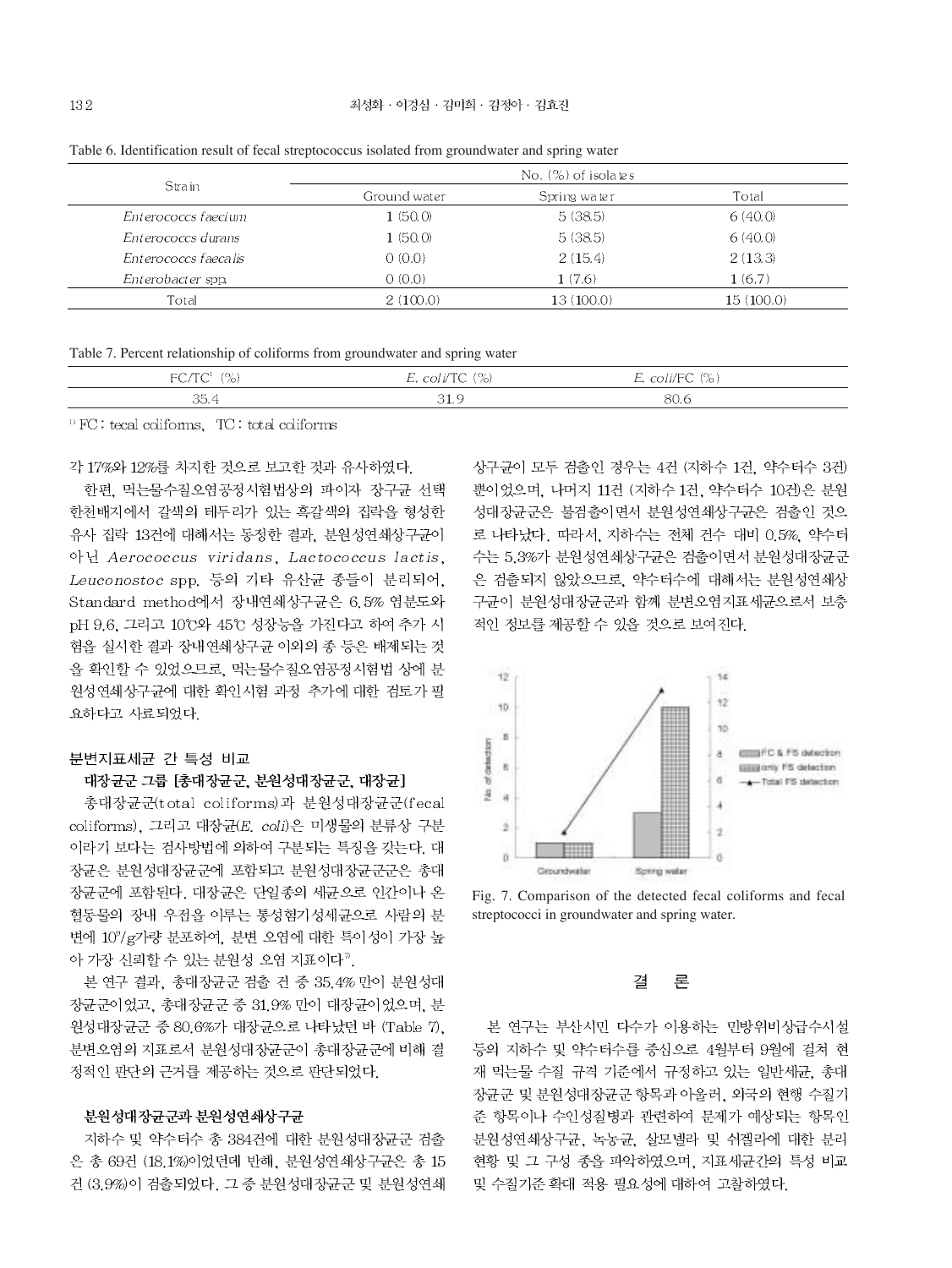Table 6. Identification result of fecal streptococcus isolated from groundwater and spring water

| Strain | No. (%) of isolates | | |
|---|---|---|---|
| | Ground water | Spring water | Total |
| *Enterococcs faecium* | 1 (50.0) | 5 (38.5) | 6 (40.0) |
| *Enterococcs durans* | 1 (50.0) | 5 (38.5) | 6 (40.0) |
| *Enterococcs faecalis* | 0 (0.0) | 2 (15.4) | 2 (13.3) |
| *Enterobacter* spp. | 0 (0.0) | 1 (7.6) | 1 (6.7) |
| Total | 2 (100.0) | 13 (100.0) | 15 (100.0) |

Table 7. Percent relationship of coliforms from groundwater and spring water

| FC/TC[1] (%) | *E. coli*/TC (%) | *E. coli*/FC (%) |
|---|---|---|
| 35.4 | 31.9 | 80.6 |

[1] FC : fecal coliforms, TC : total coliforms

각 17%와 12%를 차지한 것으로 보고한 것과 유사하였다.

한편, 먹는물수질오염공정시험법상의 파이자 장구균 선택한천배지에서 갈색의 테두리가 있는 흑갈색의 집락을 형성한 유사 집락 13건에 대해서는 동정한 결과, 분원성연쇄상구균이 아닌 *Aerococcus viridans*, *Lactococcus lactis*, *Leuconostoc* spp. 등의 기타 유산균 종들이 분리되어, Standard method에서 장내연쇄상구균은 6.5% 염분도와 pH 9.6, 그리고 10℃와 45℃ 성장능을 가진다고 하여 추가 시험을 실시한 결과 장내연쇄상구균 이외의 종 등은 배제되는 것을 확인할 수 있었으므로, 먹는물수질오염공정시험법 상에 분원성연쇄상구균에 대한 확인시험 과정 추가에 대한 검토가 필요하다고 사료되었다.

### 분변지표세균 간 특성 비교

#### 대장균군 그룹 [총대장균군, 분원성대장균군, 대장균]

총대장균군(total coliforms)과 분원성대장균군(fecal coliforms), 그리고 대장균(*E. coli*)은 미생물의 분류상 구분이라기 보다는 검사방법에 의하여 구분되는 특징을 갖는다. 대장균은 분원성대장균군에 포함되고 분원성대장균군군은 총대장균군에 포함된다. 대장균은 단일종의 세균으로 인간이나 온혈동물의 장내 우점을 이루는 통성혐기성세균으로 사람의 분변에 $10^9$/g가량 분포하여, 분변 오염에 대한 특이성이 가장 높아 가장 신뢰할 수 있는 분원성 오염 지표이다[7].

본 연구 결과, 총대장균군 검출 건 중 35.4%만이 분원성대장균군이었고, 총대장균군 중 31.9%만이 대장균이었으며, 분원성대장균군 중 80.6%가 대장균으로 나타났던 바 (Table 7), 분변오염의 지표로서 분원성대장균군이 총대장균군에 비해 결정적인 판단의 근거를 제공하는 것으로 판단되었다.

#### 분원성대장균군과 분원성연쇄상구균

지하수 및 약수터수 총 384건에 대한 분원성대장균군 검출은 총 69건 (18.1%)이었던데 반해, 분원성연쇄상구균은 총 15건 (3.9%)이 검출되었다. 그 중 분원성대장균군 및 분원성연쇄상구균이 모두 검출인 경우는 4건 (지하수 1건, 약수터수 3건) 뿐이었으며, 나머지 11건 (지하수 1건, 약수터수 10건)은 분원성대장균군은 불검출이면서 분원성연쇄상구균은 검출인 것으로 나타났다. 따라서, 지하수는 전체 건수 대비 0.5%, 약수터수는 5.3%가 분원성연쇄상구균은 검출이면서 분원성대장균군은 검출되지 않았으므로, 약수터수에 대해서는 분원성연쇄상구균이 분원성대장균군과 함께 분변오염지표세균으로서 보충적인 정보를 제공할 수 있을 것으로 보여진다.

Fig. 7. Comparison of the detected fecal coliforms and fecal streptococci in groundwater and spring water.

## 결 론

본 연구는 부산시민 다수가 이용하는 민방위비상급수시설 등의 지하수 및 약수터수를 중심으로 4월부터 9월에 걸쳐 현재 먹는물 수질 규격 기준에서 규정하고 있는 일반세균, 총대장균군 및 분원성대장균군 항목과 아울러, 외국의 현행 수질기준 항목이나 수인성질병과 관련하여 문제가 예상되는 항목인 분원성연쇄상구균, 녹농균, 살모넬라 및 쉬겔라에 대한 분리 현황 및 그 구성 종을 파악하였으며, 지표세균간의 특성 비교 및 수질기준 확대 적용 필요성에 대하여 고찰하였다.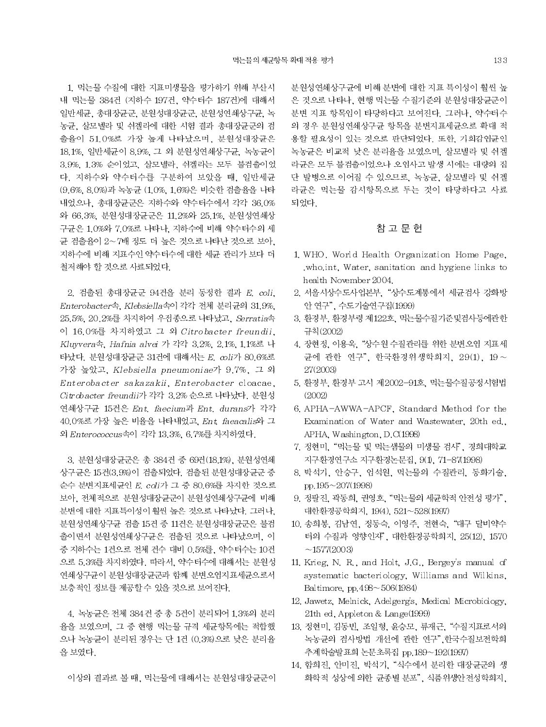1. 먹는물 수질에 대한 지표미생물을 평가하기 위해 부산시 내 먹는물 384건 (지하수 197건, 약수터수 187건)에 대해서 일반세균, 총대장균군, 분원성대장균군, 분원성연쇄상구균, 녹농균, 살모넬라 및 쉬겔라에 대한 시험 결과 총대장균군의 검출율이 51.0%로 가장 높게 나타났으며, 분원성대장균은 18.1%, 일반세균이 8.9%, 그 외 분원성연쇄상구균, 녹농균이 3.9%, 1.3% 순이었고, 살모넬라, 쉬겔라는 모두 불검출이었다. 지하수와 약수터수를 구분하여 보았을 때, 일반세균(9.6%, 8.0%)과 녹농균 (1.0%, 1.6%)은 비슷한 검출율을 나타내었으나, 총대장균군은 지하수와 약수터수에서 각각 36.0%와 66.3%, 분원성대장균군은 11.2%와 25.1%, 분원성연쇄상구균은 1.0%와 7.0%로 나타나, 지하수에 비해 약수터수의 세균 검출율이 2~7배 정도 더 높은 것으로 나타난 것으로 보아, 지하수에 비해 지표수인 약수터수에 대한 세균 관리가 보다 더 철저해야 할 것으로 사료되었다.

2. 검출된 총대장균군 94건을 분리 동정한 결과 *E. coli*, *Enterobacter*속, *Klebsiella*속이 각각 전체 분리균의 31.9%, 25.5%, 20.2%를 차지하여 우점종으로 나타났고, *Serratia*속이 16.0%를 차지하였고 그 외 *Citrobacter freundii*, *Kluyvera*속, *Hafnia alvei* 가 각각 3.2%, 2.1%, 1.1%로 나타났다. 분원성대장균군 31건에 대해서는 *E. coli*가 80.6%로 가장 높았고, *Klebsiella pneumoniae*가 9.7%, 그 외 *Enterobacter sakazakii*, *Enterobacter* cloacae, *Citrobacter freundii*가 각각 3.2% 순으로 나타났다. 분원성연쇄상구균 15건은 *Ent. faecium*과 *Ent. durans*가 각각 40.0%로 가장 높은 비율을 나타내었고, *Ent. faeacalis*와 그 외 *Enterococcus*속이 각각 13.3%, 6.7%를 차지하였다.

3. 분원성대장균군은 총 384건 중 69건(18.1%), 분원성연쇄상구균은 15건(3.9%)이 검출되었다. 검출된 분원성대장균군 중 순수 분변지표세균인 *E. coli*가 그 중 80.6%를 차지한 것으로 보아, 전체적으로 분원성대장균군이 분원성연쇄상구균에 비해 분변에 대한 지표특이성이 훨씬 높은 것으로 나타났다. 그러나, 분원성연쇄상구균 검출 15건 중 11건은 분원성대장균군은 불검출이면서 분원성연쇄상구균은 검출된 것으로 나타났으며, 이 중 지하수는 1건으로 전체 건수 대비 0.5%를, 약수터수는 10건으로 5.3%를 차지하였다. 따라서, 약수터수에 대해서는 분원성연쇄상구균이 분원성대장균군과 함께 분변오염지표세균으로서 보충적인 정보를 제공할 수 있을 것으로 보여진다.

4. 녹농균은 전체 384건 중 총 5건이 분리되어 1.3%의 분리율을 보였으며, 그 중 현행 먹는물 규격 세균항목에는 적합했으나 녹농균이 분리된 경우는 단 1건 (0.3%)으로 낮은 분리율을 보였다.

이상의 결과로 볼 때, 먹는물에 대해서는 분원성대장균군이 분원성연쇄상구균에 비해 분변에 대한 지표 특이성이 훨씬 높은 것으로 나타나, 현행 먹는물 수질기준의 분원성대장균군이 분변 지표 항목임이 타당하다고 보여진다. 그러나, 약수터수의 경우 분원성연쇄상구균 항목을 분변지표세균으로 확대 적용할 필요성이 있는 것으로 판단되었다. 또한, 기회감염균인 녹농균은 비교적 낮은 분리율을 보였으며, 살모넬라 및 쉬겔라균은 모두 불검출이었으나 오염사고 발생 시에는 대량의 집단 발병으로 이어질 수 있으므로, 녹농균, 살모넬라 및 쉬겔라균은 먹는물 감시항목으로 두는 것이 타당하다고 사료되었다.

## 참 고 문 헌

1. WHO. World Health Organization Home Page, .who.int, Water, sanitation and hygiene links to health November 2004.
2. 서울시상수도사업본부, "상수도계통에서 세균검사 강화방안 연구", 수도기술연구집(1999)
3. 환경부, 환경부령 제122호, 먹는물수질기준및검사등에관한 규칙(2002)
4. 장현정, 이용욱, "상수원 수질관리를 위한 분변오염 지표세균에 관한 연구", 한국환경위생학회지, 29(1), 19~27(2003)
5. 환경부, 환경부 고시 제2002-91호, 먹는물수질공정시험법(2002)
6. APHA-AWWA-APCF, Standard Method for the Examination of Water and Wastewater, 20th ed., APHA, Washington, D.C(1998)
7. 정현미, "먹는물 및 먹는샘물의 미생물 검사", 경희대학교 지구환경연구소 지구환경논문집, 9(1), 71-87(1998)
8. 박석기, 안승구, 엄석원, 먹는물의 수질관리, 동화기술, pp.195~207(1998)
9. 정팔진, 곽동희, 권영호, "먹는물의 세균학적 안전성 평가", 대한환경공학회지, 19(4), 521~528(1997)
10. 송희봉, 김남연, 정동숙, 이영주, 전현숙, "대구 달비약수터의 수질과 영향인자", 대한환경공학회지, 25(12), 1570~1577(2003)
11. Krieg, N. R., and Holt, J.G., Bergey's manual of systematic bacteriology, Williams and Wilkins, Baltimore, pp.498~506(1984)
12. Jawetz, Melnick, Adelgerg's, Medical Microbiology, 21th ed, Appleton & Lange(1999)
13. 정현미, 김동빈, 조일형, 윤승모, 류재근, "수질지표로서의 녹농균의 검사방법 개선에 관한 연구",한국수질보전학회 추계학술발표회 논문초록집 pp.189~192(1997)
14. 함희진, 안미진, 박석기, "식수에서 분리한 대장균군의 생화학적 성상에 의한 균종별 분포", 식품위생안전성학회지,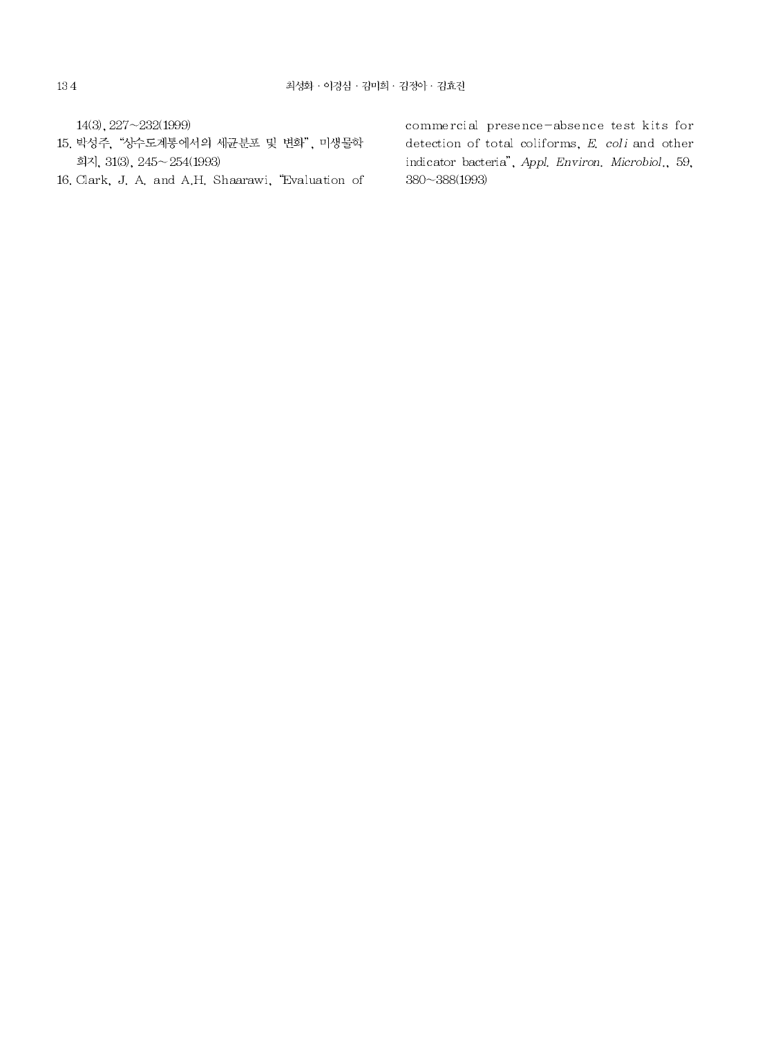14(3), 227~232(1999)

15. 박성주, "상수도계통에서의 세균분포 및 변화", 미생물학회지, 31(3), 245~254(1993)

16. Clark, J. A. and A.H. Shaarawi, "Evaluation of commercial presence-absence test kits for detection of total coliforms, *E. coli* and other indicator bacteria", *Appl. Environ. Microbiol.*, 59, 380~388(1993)